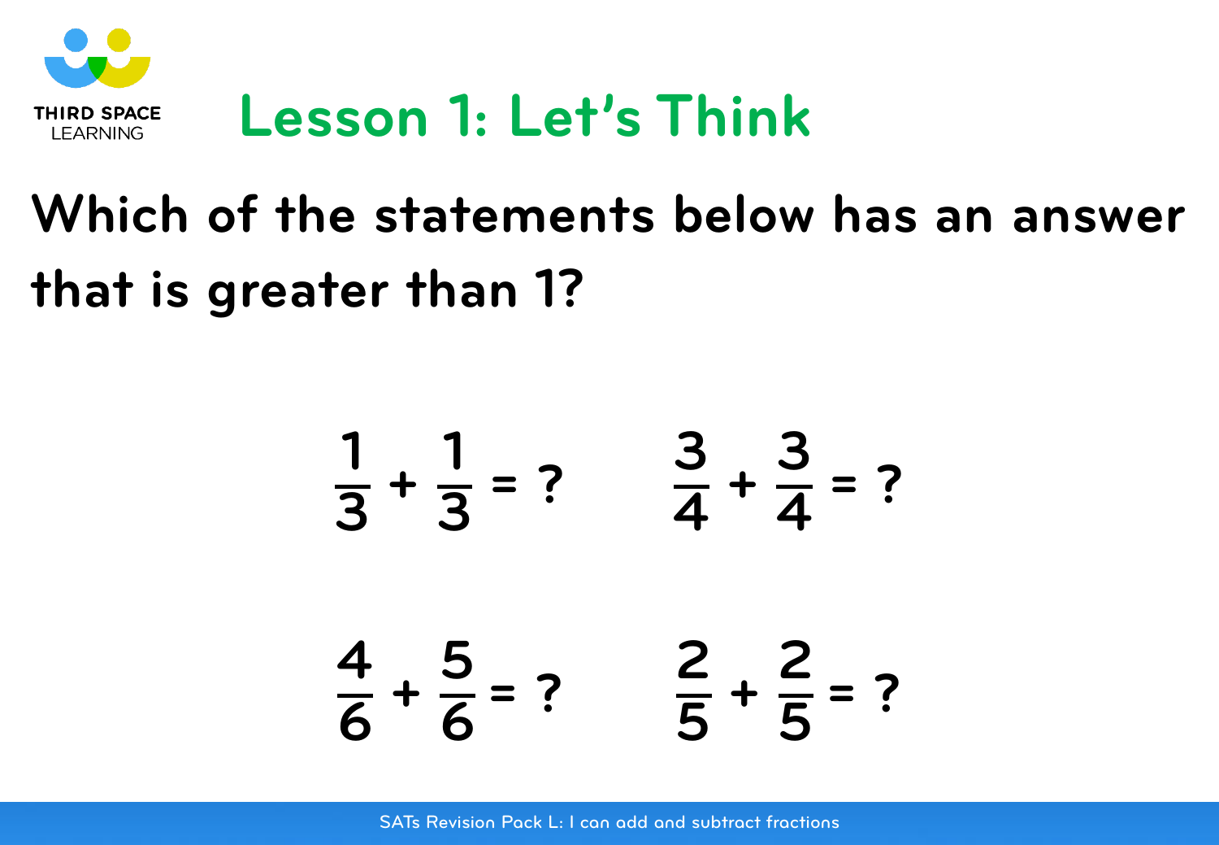# Lesson 1: Let's Think

**Which of the statements below has an answer that is greater than 1?**

$$\frac{1}{3} + \frac{1}{3} = ? \qquad \frac{3}{4} + \frac{3}{4} = ?$$

$$\frac{4}{6} + \frac{5}{6} = ? \qquad \frac{2}{5} + \frac{2}{5} = ?$$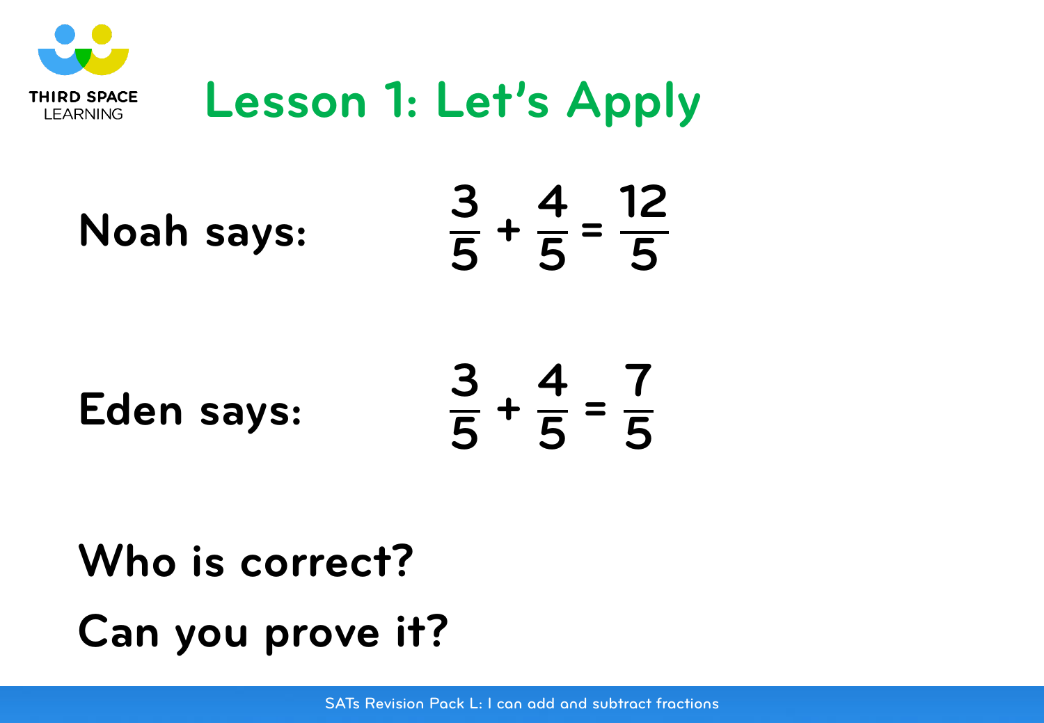# Lesson 1: Let's Apply

**Noah says:** $\frac{3}{5} + \frac{4}{5} = \frac{12}{5}$

**Eden says:** $\frac{3}{5} + \frac{4}{5} = \frac{7}{5}$

**Who is correct?**

**Can you prove it?**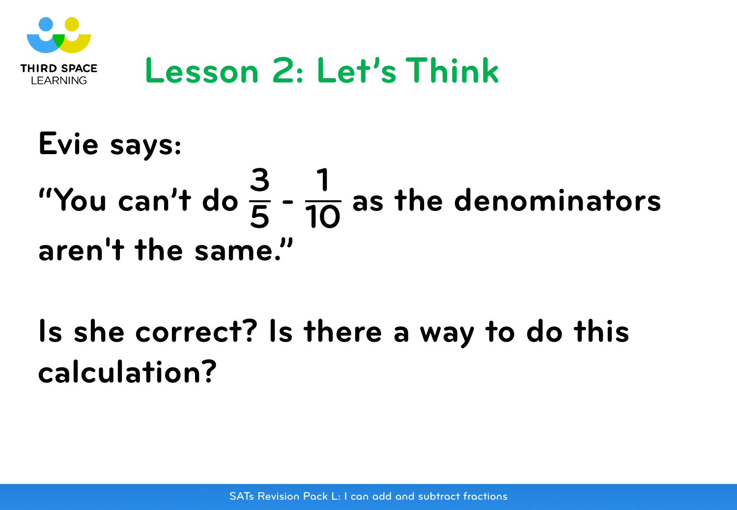# Lesson 2: Let's Think

**Evie says:**

**"You can't do $\frac{3}{5} - \frac{1}{10}$ as the denominators aren't the same."**

**Is she correct? Is there a way to do this calculation?**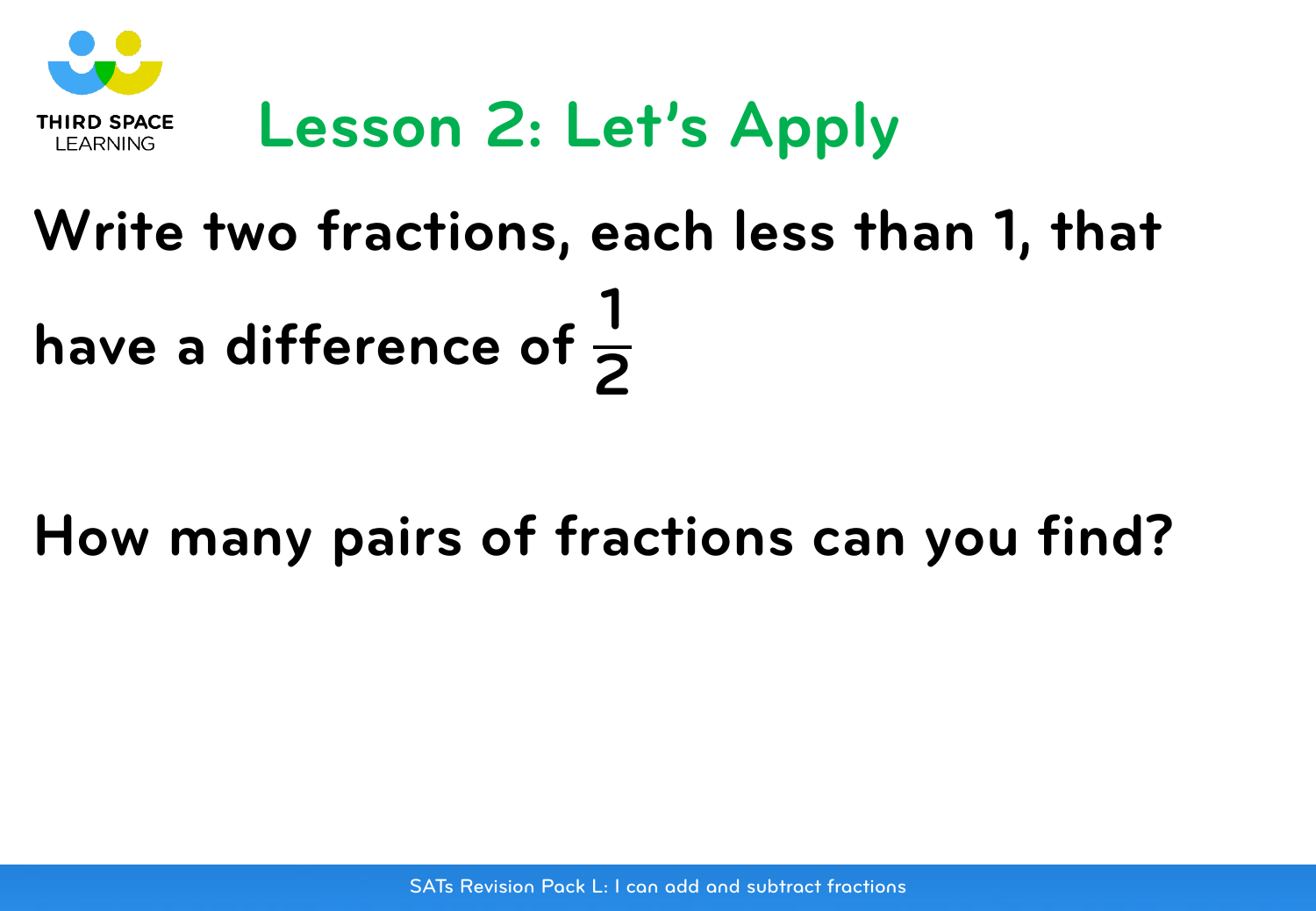# Lesson 2: Let's Apply

Write two fractions, each less than 1, that have a difference of $\frac{1}{2}$

How many pairs of fractions can you find?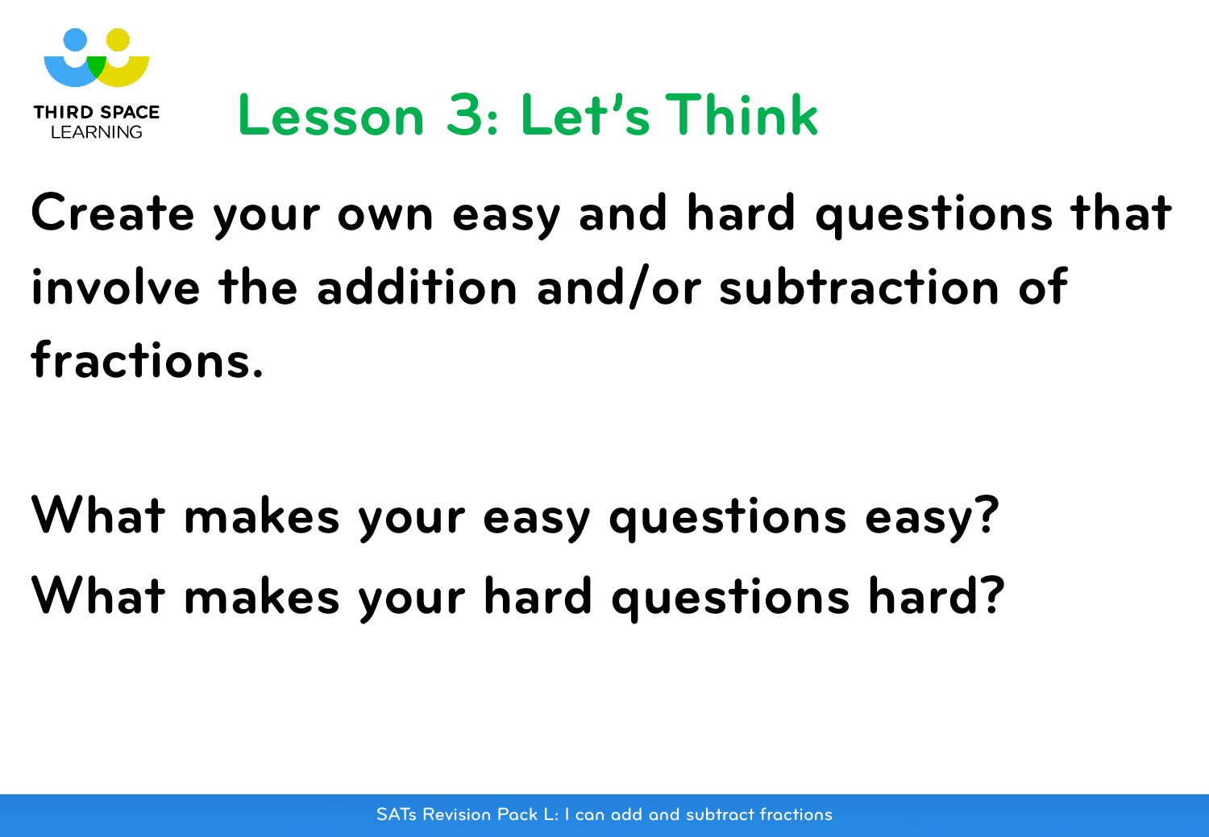# Lesson 3: Let's Think

**Create your own easy and hard questions that involve the addition and/or subtraction of fractions.**

**What makes your easy questions easy?**
**What makes your hard questions hard?**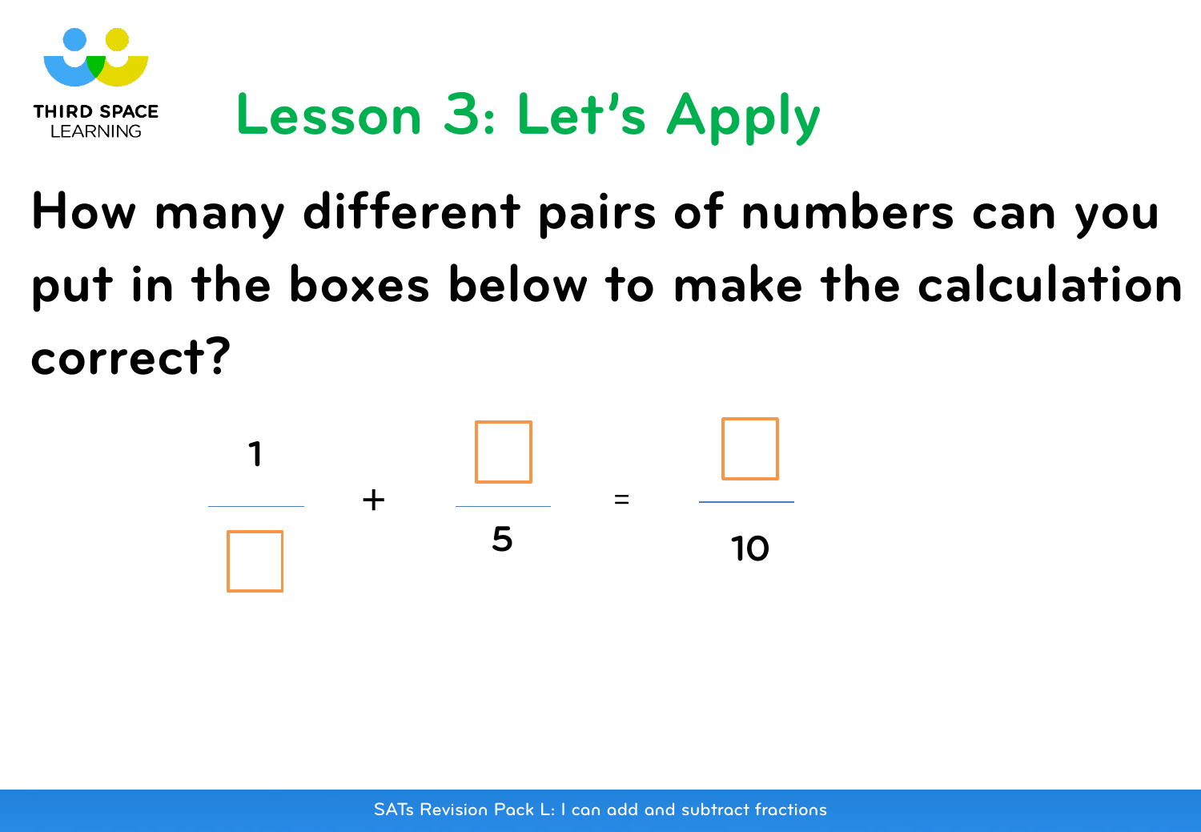# Lesson 3: Let's Apply

**How many different pairs of numbers can you put in the boxes below to make the calculation correct?**

$$\frac{1}{\square} + \frac{\square}{5} = \frac{\square}{10}$$